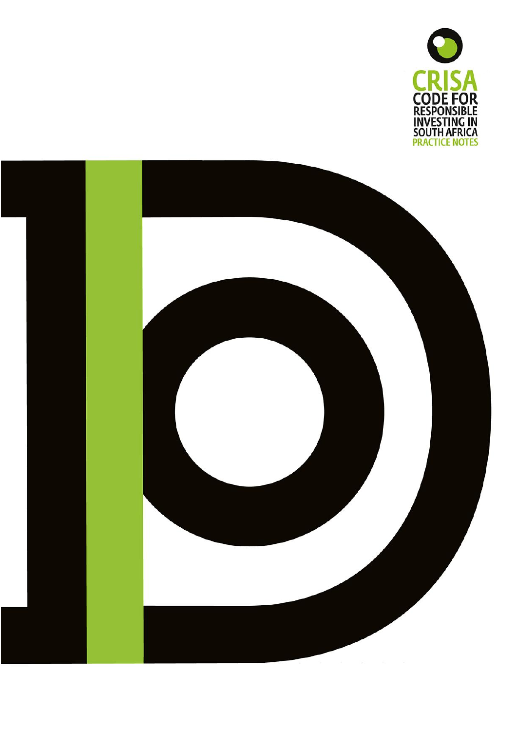CRISA

CODE FOR RESPONSIBLE INVESTING IN SOUTH AFRICA

PRACTICE NOTES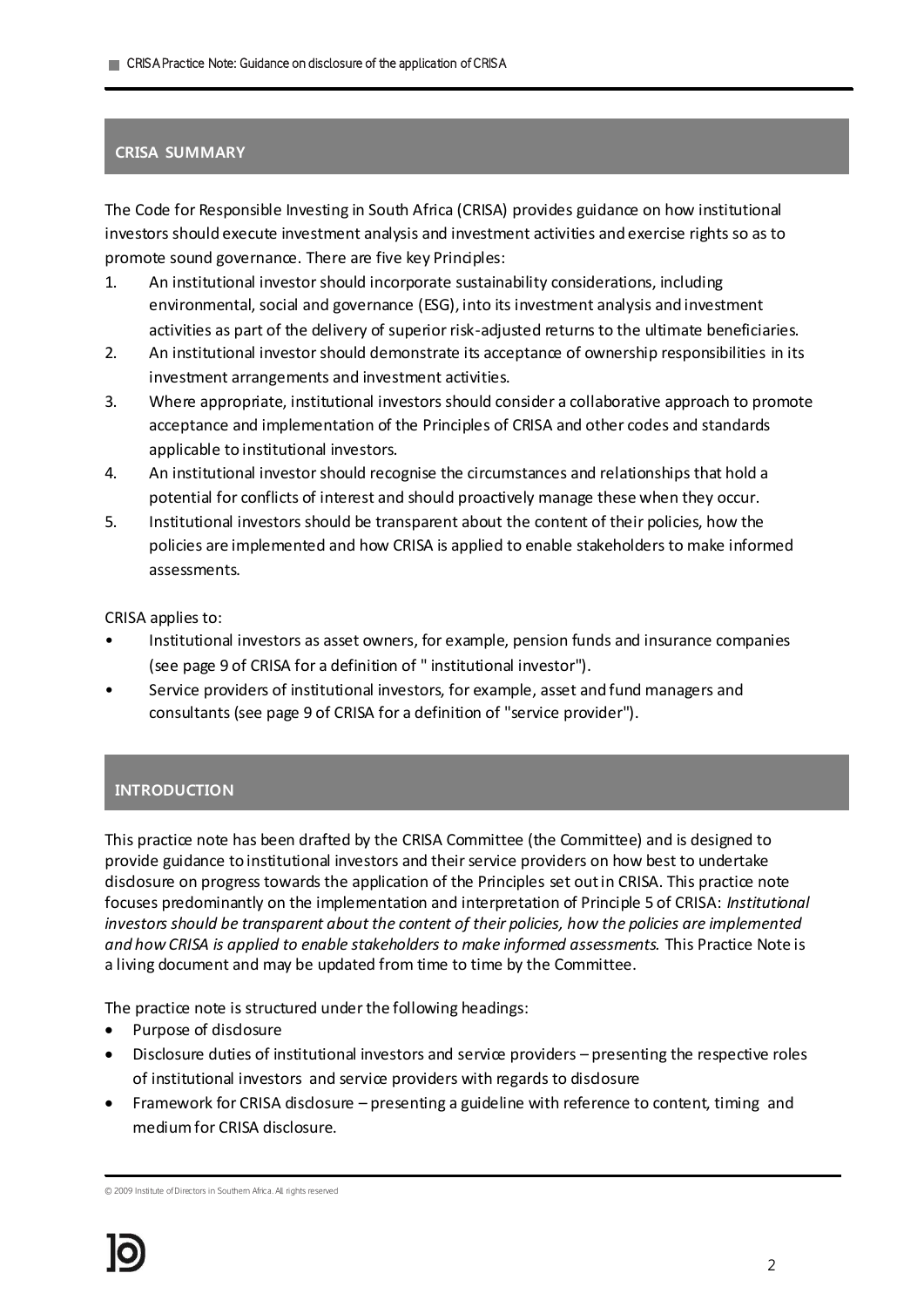## CRISA SUMMARY

The Code for Responsible Investing in South Africa (CRISA) provides guidance on how institutional investors should execute investment analysis and investment activities and exercise rights so as to promote sound governance. There are five key Principles:

1. An institutional investor should incorporate sustainability considerations, including environmental, social and governance (ESG), into its investment analysis and investment activities as part of the delivery of superior risk-adjusted returns to the ultimate beneficiaries.
2. An institutional investor should demonstrate its acceptance of ownership responsibilities in its investment arrangements and investment activities.
3. Where appropriate, institutional investors should consider a collaborative approach to promote acceptance and implementation of the Principles of CRISA and other codes and standards applicable to institutional investors.
4. An institutional investor should recognise the circumstances and relationships that hold a potential for conflicts of interest and should proactively manage these when they occur.
5. Institutional investors should be transparent about the content of their policies, how the policies are implemented and how CRISA is applied to enable stakeholders to make informed assessments.

CRISA applies to:

- Institutional investors as asset owners, for example, pension funds and insurance companies (see page 9 of CRISA for a definition of " institutional investor").
- Service providers of institutional investors, for example, asset and fund managers and consultants (see page 9 of CRISA for a definition of "service provider").

## INTRODUCTION

This practice note has been drafted by the CRISA Committee (the Committee) and is designed to provide guidance to institutional investors and their service providers on how best to undertake disclosure on progress towards the application of the Principles set out in CRISA. This practice note focuses predominantly on the implementation and interpretation of Principle 5 of CRISA: *Institutional investors should be transparent about the content of their policies, how the policies are implemented and how CRISA is applied to enable stakeholders to make informed assessments.* This Practice Note is a living document and may be updated from time to time by the Committee.

The practice note is structured under the following headings:

- Purpose of disclosure
- Disclosure duties of institutional investors and service providers – presenting the respective roles of institutional investors and service providers with regards to disclosure
- Framework for CRISA disclosure – presenting a guideline with reference to content, timing and medium for CRISA disclosure.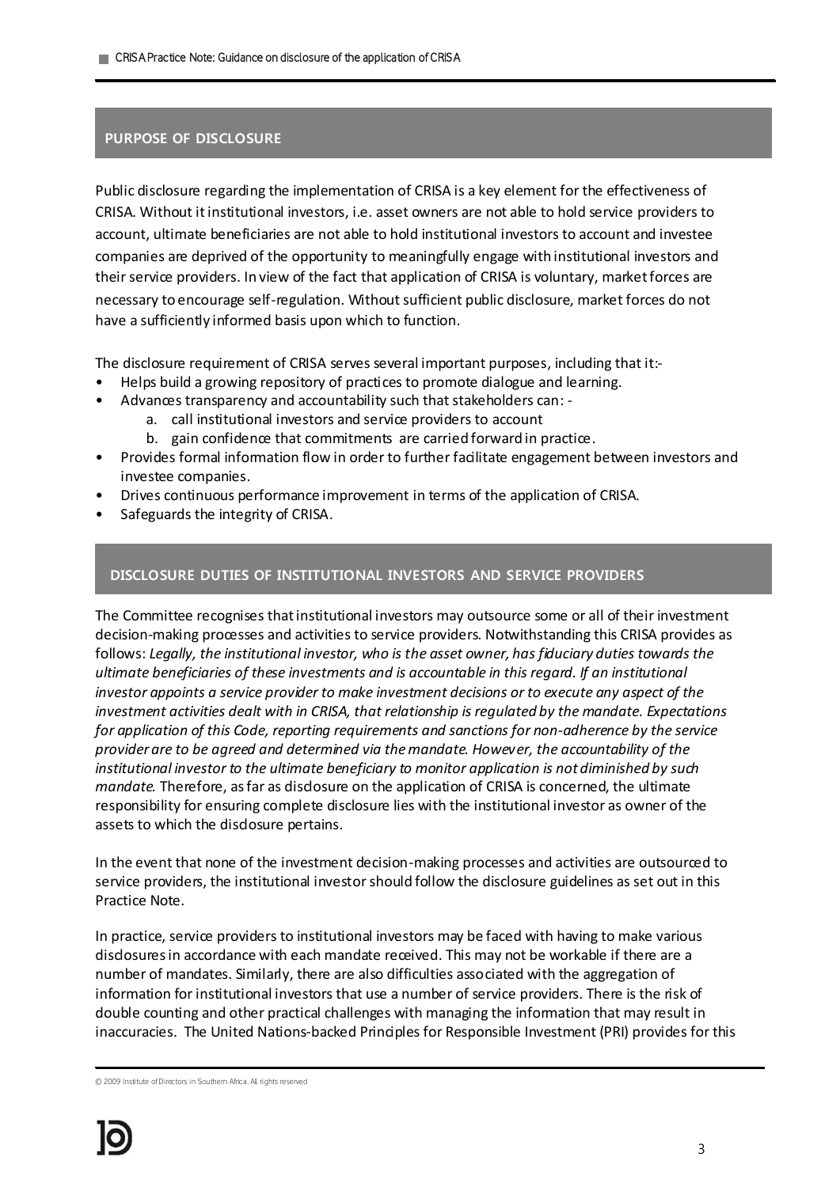## PURPOSE OF DISCLOSURE

Public disclosure regarding the implementation of CRISA is a key element for the effectiveness of CRISA. Without it institutional investors, i.e. asset owners are not able to hold service providers to account, ultimate beneficiaries are not able to hold institutional investors to account and investee companies are deprived of the opportunity to meaningfully engage with institutional investors and their service providers. In view of the fact that application of CRISA is voluntary, market forces are necessary to encourage self-regulation. Without sufficient public disclosure, market forces do not have a sufficiently informed basis upon which to function.

The disclosure requirement of CRISA serves several important purposes, including that it:-

- Helps build a growing repository of practices to promote dialogue and learning.
- Advances transparency and accountability such that stakeholders can: -
    a. call institutional investors and service providers to account
    b. gain confidence that commitments are carried forward in practice.
- Provides formal information flow in order to further facilitate engagement between investors and investee companies.
- Drives continuous performance improvement in terms of the application of CRISA.
- Safeguards the integrity of CRISA.

## DISCLOSURE DUTIES OF INSTITUTIONAL INVESTORS AND SERVICE PROVIDERS

The Committee recognises that institutional investors may outsource some or all of their investment decision-making processes and activities to service providers. Notwithstanding this CRISA provides as follows: *Legally, the institutional investor, who is the asset owner, has fiduciary duties towards the ultimate beneficiaries of these investments and is accountable in this regard. If an institutional investor appoints a service provider to make investment decisions or to execute any aspect of the investment activities dealt with in CRISA, that relationship is regulated by the mandate. Expectations for application of this Code, reporting requirements and sanctions for non-adherence by the service provider are to be agreed and determined via the mandate. However, the accountability of the institutional investor to the ultimate beneficiary to monitor application is not diminished by such mandate.* Therefore, as far as disclosure on the application of CRISA is concerned, the ultimate responsibility for ensuring complete disclosure lies with the institutional investor as owner of the assets to which the disclosure pertains.

In the event that none of the investment decision-making processes and activities are outsourced to service providers, the institutional investor should follow the disclosure guidelines as set out in this Practice Note.

In practice, service providers to institutional investors may be faced with having to make various disclosures in accordance with each mandate received. This may not be workable if there are a number of mandates. Similarly, there are also difficulties associated with the aggregation of information for institutional investors that use a number of service providers. There is the risk of double counting and other practical challenges with managing the information that may result in inaccuracies. The United Nations-backed Principles for Responsible Investment (PRI) provides for this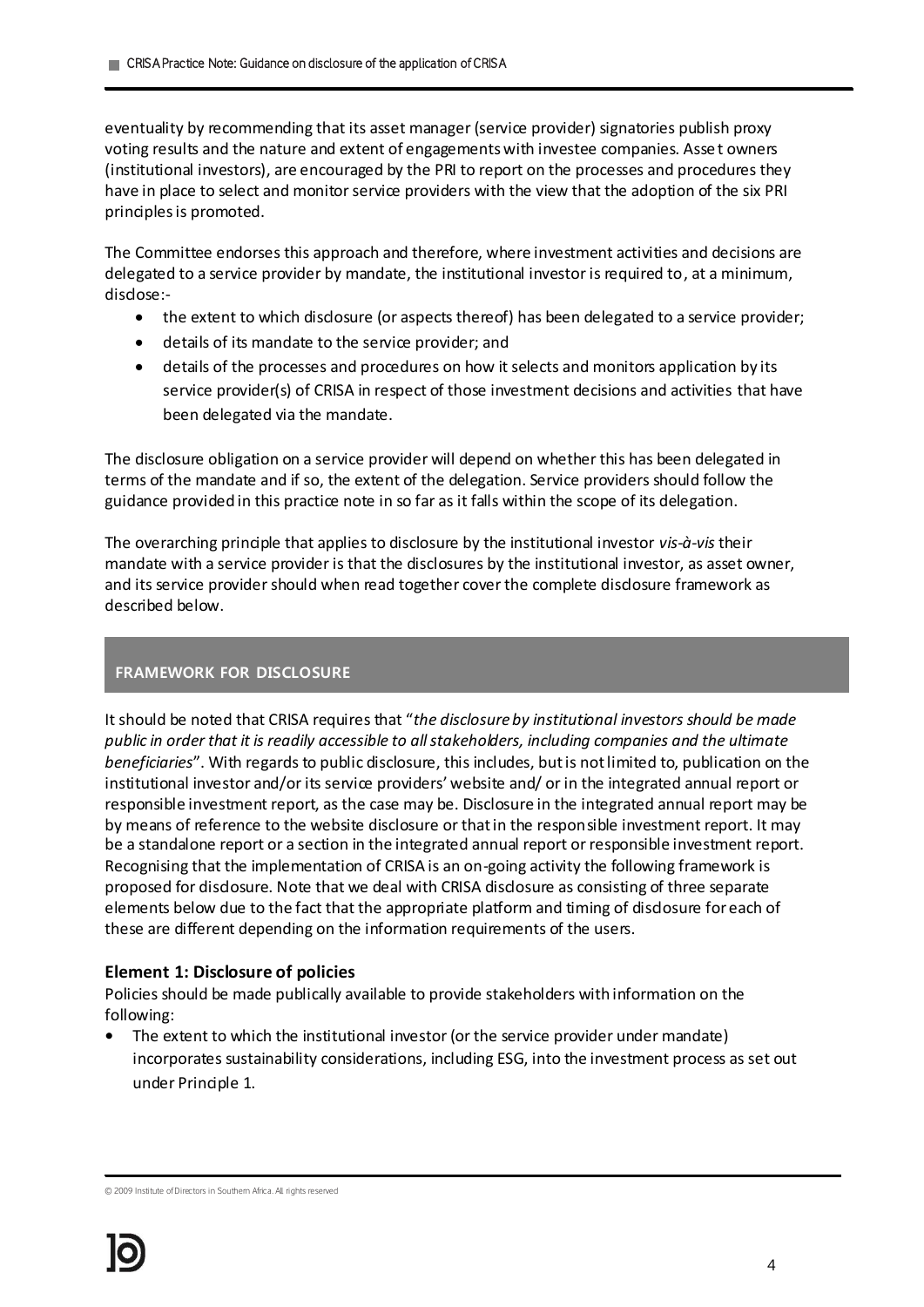eventuality by recommending that its asset manager (service provider) signatories publish proxy voting results and the nature and extent of engagements with investee companies. Asset owners (institutional investors), are encouraged by the PRI to report on the processes and procedures they have in place to select and monitor service providers with the view that the adoption of the six PRI principles is promoted.

The Committee endorses this approach and therefore, where investment activities and decisions are delegated to a service provider by mandate, the institutional investor is required to, at a minimum, disclose:-

- the extent to which disclosure (or aspects thereof) has been delegated to a service provider;
- details of its mandate to the service provider; and
- details of the processes and procedures on how it selects and monitors application by its service provider(s) of CRISA in respect of those investment decisions and activities that have been delegated via the mandate.

The disclosure obligation on a service provider will depend on whether this has been delegated in terms of the mandate and if so, the extent of the delegation. Service providers should follow the guidance provided in this practice note in so far as it falls within the scope of its delegation.

The overarching principle that applies to disclosure by the institutional investor *vis-à-vis* their mandate with a service provider is that the disclosures by the institutional investor, as asset owner, and its service provider should when read together cover the complete disclosure framework as described below.

## FRAMEWORK FOR DISCLOSURE

It should be noted that CRISA requires that "*the disclosure by institutional investors should be made public in order that it is readily accessible to all stakeholders, including companies and the ultimate beneficiaries*". With regards to public disclosure, this includes, but is not limited to, publication on the institutional investor and/or its service providers' website and/ or in the integrated annual report or responsible investment report, as the case may be. Disclosure in the integrated annual report may be by means of reference to the website disclosure or that in the responsible investment report. It may be a standalone report or a section in the integrated annual report or responsible investment report. Recognising that the implementation of CRISA is an on-going activity the following framework is proposed for disclosure. Note that we deal with CRISA disclosure as consisting of three separate elements below due to the fact that the appropriate platform and timing of disclosure for each of these are different depending on the information requirements of the users.

### Element 1: Disclosure of policies

Policies should be made publically available to provide stakeholders with information on the following:

- The extent to which the institutional investor (or the service provider under mandate) incorporates sustainability considerations, including ESG, into the investment process as set out under Principle 1.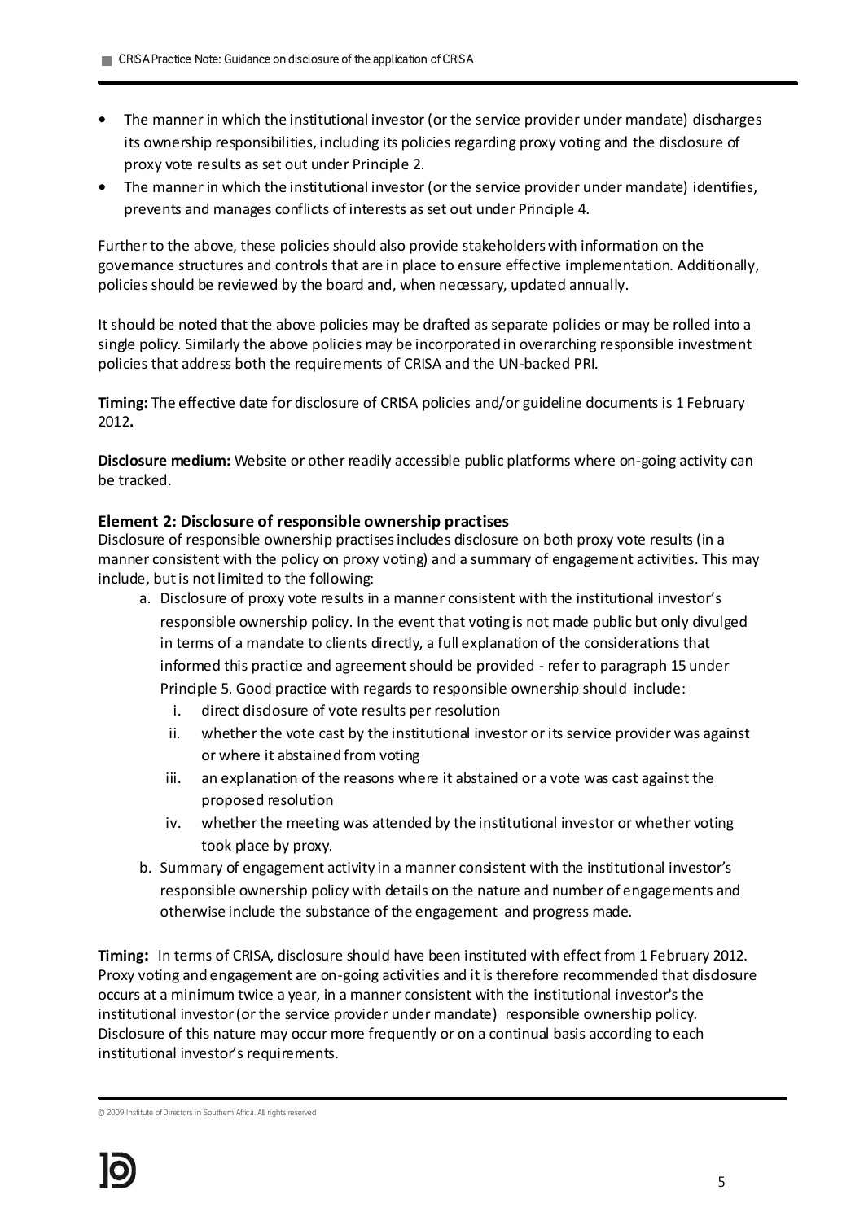- The manner in which the institutional investor (or the service provider under mandate) discharges its ownership responsibilities, including its policies regarding proxy voting and the disclosure of proxy vote results as set out under Principle 2.
- The manner in which the institutional investor (or the service provider under mandate) identifies, prevents and manages conflicts of interests as set out under Principle 4.

Further to the above, these policies should also provide stakeholders with information on the governance structures and controls that are in place to ensure effective implementation. Additionally, policies should be reviewed by the board and, when necessary, updated annually.

It should be noted that the above policies may be drafted as separate policies or may be rolled into a single policy. Similarly the above policies may be incorporated in overarching responsible investment policies that address both the requirements of CRISA and the UN-backed PRI.

**Timing:** The effective date for disclosure of CRISA policies and/or guideline documents is 1 February 2012**.**

**Disclosure medium:** Website or other readily accessible public platforms where on-going activity can be tracked.

### Element 2: Disclosure of responsible ownership practises

Disclosure of responsible ownership practises includes disclosure on both proxy vote results (in a manner consistent with the policy on proxy voting) and a summary of engagement activities. This may include, but is not limited to the following:

a. Disclosure of proxy vote results in a manner consistent with the institutional investor's responsible ownership policy. In the event that voting is not made public but only divulged in terms of a mandate to clients directly, a full explanation of the considerations that informed this practice and agreement should be provided - refer to paragraph 15 under Principle 5. Good practice with regards to responsible ownership should include:
    i. direct disclosure of vote results per resolution
    ii. whether the vote cast by the institutional investor or its service provider was against or where it abstained from voting
    iii. an explanation of the reasons where it abstained or a vote was cast against the proposed resolution
    iv. whether the meeting was attended by the institutional investor or whether voting took place by proxy.
b. Summary of engagement activity in a manner consistent with the institutional investor's responsible ownership policy with details on the nature and number of engagements and otherwise include the substance of the engagement and progress made.

**Timing:** In terms of CRISA, disclosure should have been instituted with effect from 1 February 2012. Proxy voting and engagement are on-going activities and it is therefore recommended that disclosure occurs at a minimum twice a year, in a manner consistent with the institutional investor's the institutional investor (or the service provider under mandate) responsible ownership policy. Disclosure of this nature may occur more frequently or on a continual basis according to each institutional investor's requirements.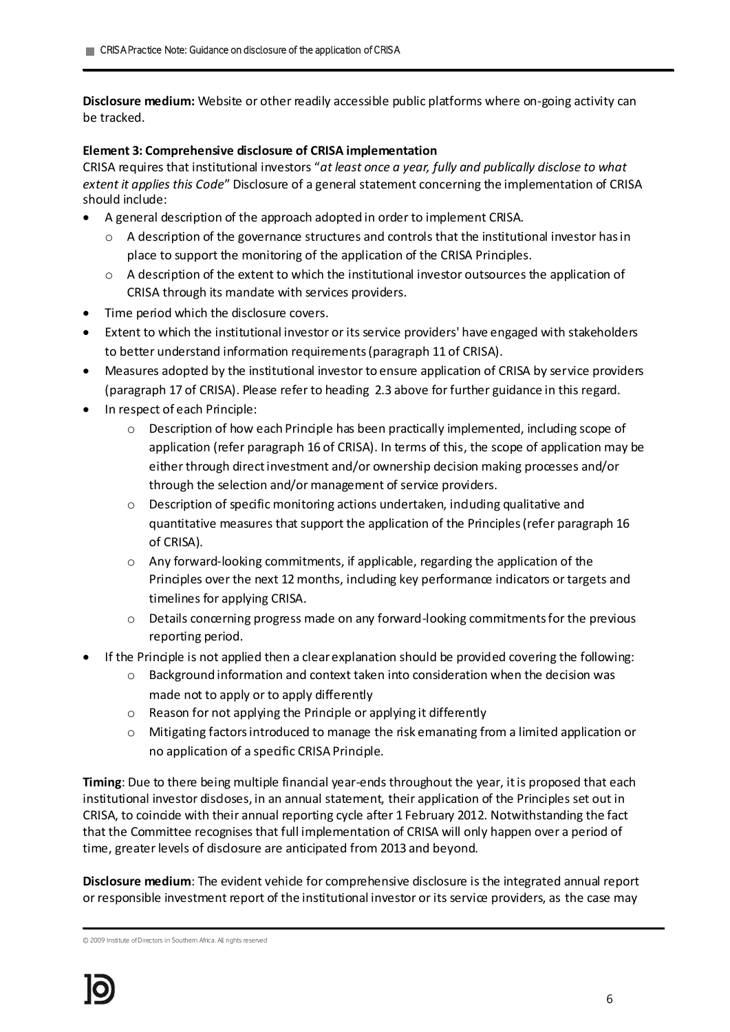**Disclosure medium:** Website or other readily accessible public platforms where on-going activity can be tracked.

**Element 3: Comprehensive disclosure of CRISA implementation**

CRISA requires that institutional investors "*at least once a year, fully and publically disclose to what extent it applies this Code*" Disclosure of a general statement concerning the implementation of CRISA should include:

- A general description of the approach adopted in order to implement CRISA.
  - A description of the governance structures and controls that the institutional investor has in place to support the monitoring of the application of the CRISA Principles.
  - A description of the extent to which the institutional investor outsources the application of CRISA through its mandate with services providers.
- Time period which the disclosure covers.
- Extent to which the institutional investor or its service providers' have engaged with stakeholders to better understand information requirements (paragraph 11 of CRISA).
- Measures adopted by the institutional investor to ensure application of CRISA by service providers (paragraph 17 of CRISA). Please refer to heading 2.3 above for further guidance in this regard.
- In respect of each Principle:
  - Description of how each Principle has been practically implemented, including scope of application (refer paragraph 16 of CRISA). In terms of this, the scope of application may be either through direct investment and/or ownership decision making processes and/or through the selection and/or management of service providers.
  - Description of specific monitoring actions undertaken, including qualitative and quantitative measures that support the application of the Principles (refer paragraph 16 of CRISA).
  - Any forward-looking commitments, if applicable, regarding the application of the Principles over the next 12 months, including key performance indicators or targets and timelines for applying CRISA.
  - Details concerning progress made on any forward-looking commitments for the previous reporting period.
- If the Principle is not applied then a clear explanation should be provided covering the following:
  - Background information and context taken into consideration when the decision was made not to apply or to apply differently
  - Reason for not applying the Principle or applying it differently
  - Mitigating factors introduced to manage the risk emanating from a limited application or no application of a specific CRISA Principle.

**Timing**: Due to there being multiple financial year-ends throughout the year, it is proposed that each institutional investor discloses, in an annual statement, their application of the Principles set out in CRISA, to coincide with their annual reporting cycle after 1 February 2012. Notwithstanding the fact that the Committee recognises that full implementation of CRISA will only happen over a period of time, greater levels of disclosure are anticipated from 2013 and beyond.

**Disclosure medium**: The evident vehicle for comprehensive disclosure is the integrated annual report or responsible investment report of the institutional investor or its service providers, as the case may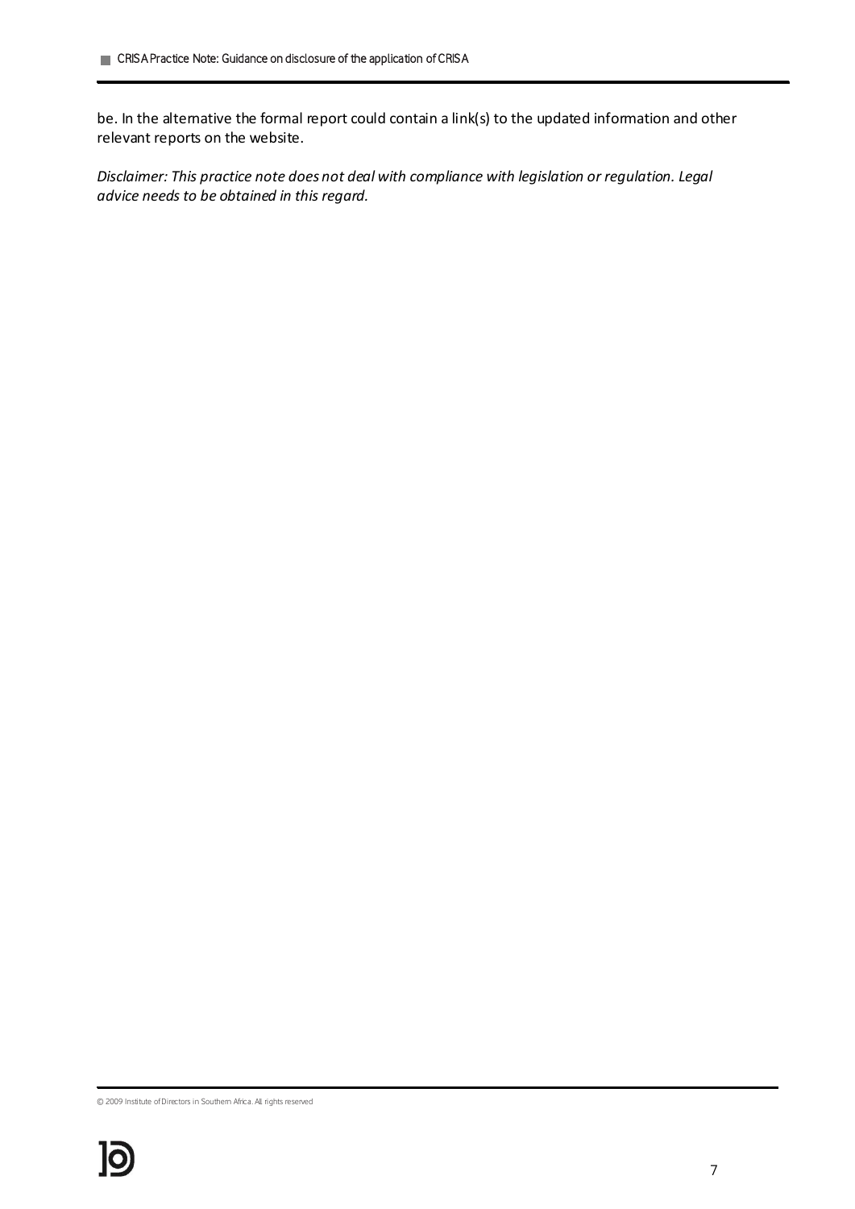be. In the alternative the formal report could contain a link(s) to the updated information and other relevant reports on the website.

*Disclaimer: This practice note does not deal with compliance with legislation or regulation. Legal advice needs to be obtained in this regard.*